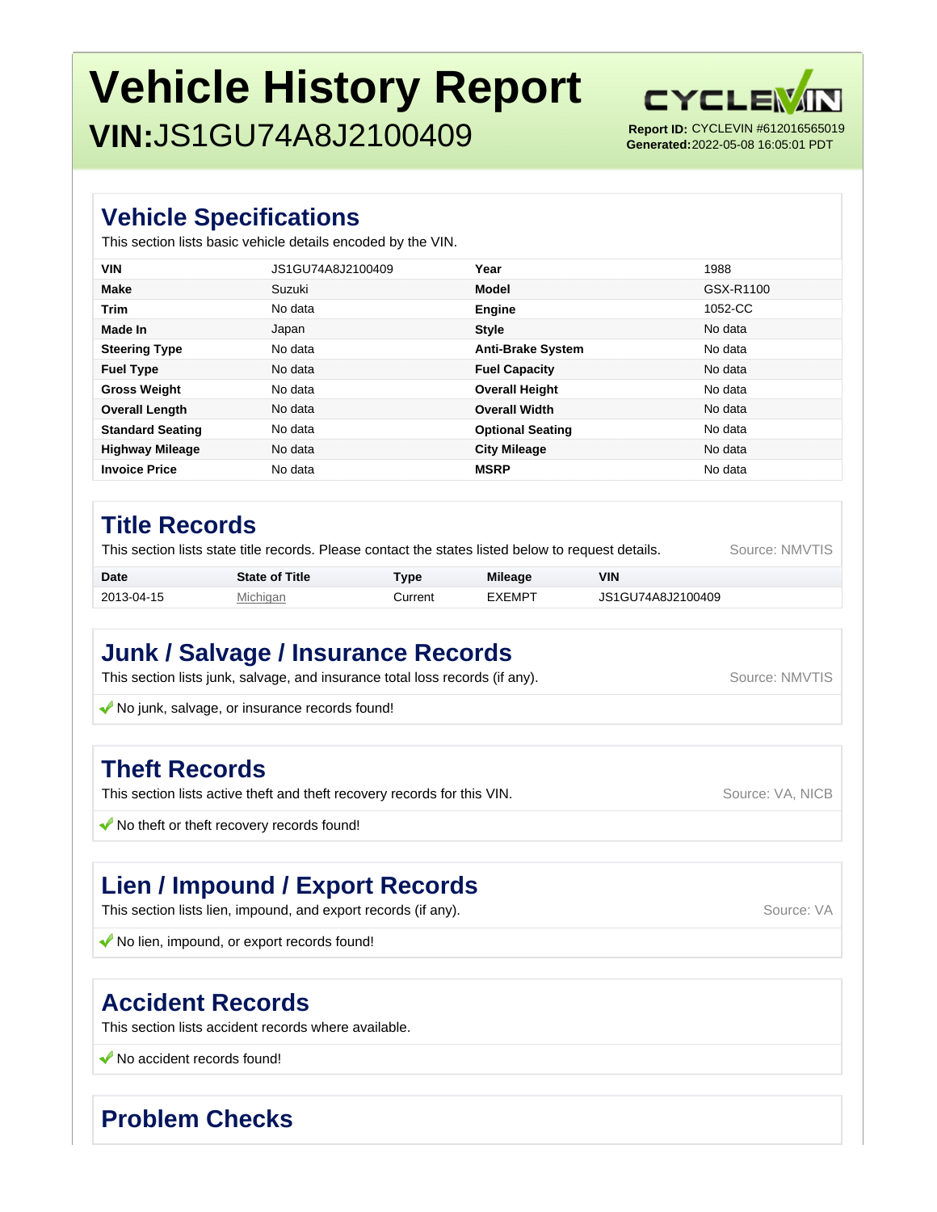# Vehicle History Report

## VIN:JS1GU74A8J2100409

**Report ID:** CYCLEVIN #612016565019
**Generated:**2022-05-08 16:05:01 PDT

## Vehicle Specifications

This section lists basic vehicle details encoded by the VIN.

| | | | |
|---|---|---|---|
| **VIN** | JS1GU74A8J2100409 | **Year** | 1988 |
| **Make** | Suzuki | **Model** | GSX-R1100 |
| **Trim** | No data | **Engine** | 1052-CC |
| **Made In** | Japan | **Style** | No data |
| **Steering Type** | No data | **Anti-Brake System** | No data |
| **Fuel Type** | No data | **Fuel Capacity** | No data |
| **Gross Weight** | No data | **Overall Height** | No data |
| **Overall Length** | No data | **Overall Width** | No data |
| **Standard Seating** | No data | **Optional Seating** | No data |
| **Highway Mileage** | No data | **City Mileage** | No data |
| **Invoice Price** | No data | **MSRP** | No data |

## Title Records

This section lists state title records. Please contact the states listed below to request details.

Source: NMVTIS

| Date | State of Title | Type | Mileage | VIN |
|---|---|---|---|---|
| 2013-04-15 | Michigan | Current | EXEMPT | JS1GU74A8J2100409 |

## Junk / Salvage / Insurance Records

This section lists junk, salvage, and insurance total loss records (if any).

Source: NMVTIS

✔ No junk, salvage, or insurance records found!

## Theft Records

This section lists active theft and theft recovery records for this VIN.

Source: VA, NICB

✔ No theft or theft recovery records found!

## Lien / Impound / Export Records

This section lists lien, impound, and export records (if any).

Source: VA

✔ No lien, impound, or export records found!

## Accident Records

This section lists accident records where available.

✔ No accident records found!

## Problem Checks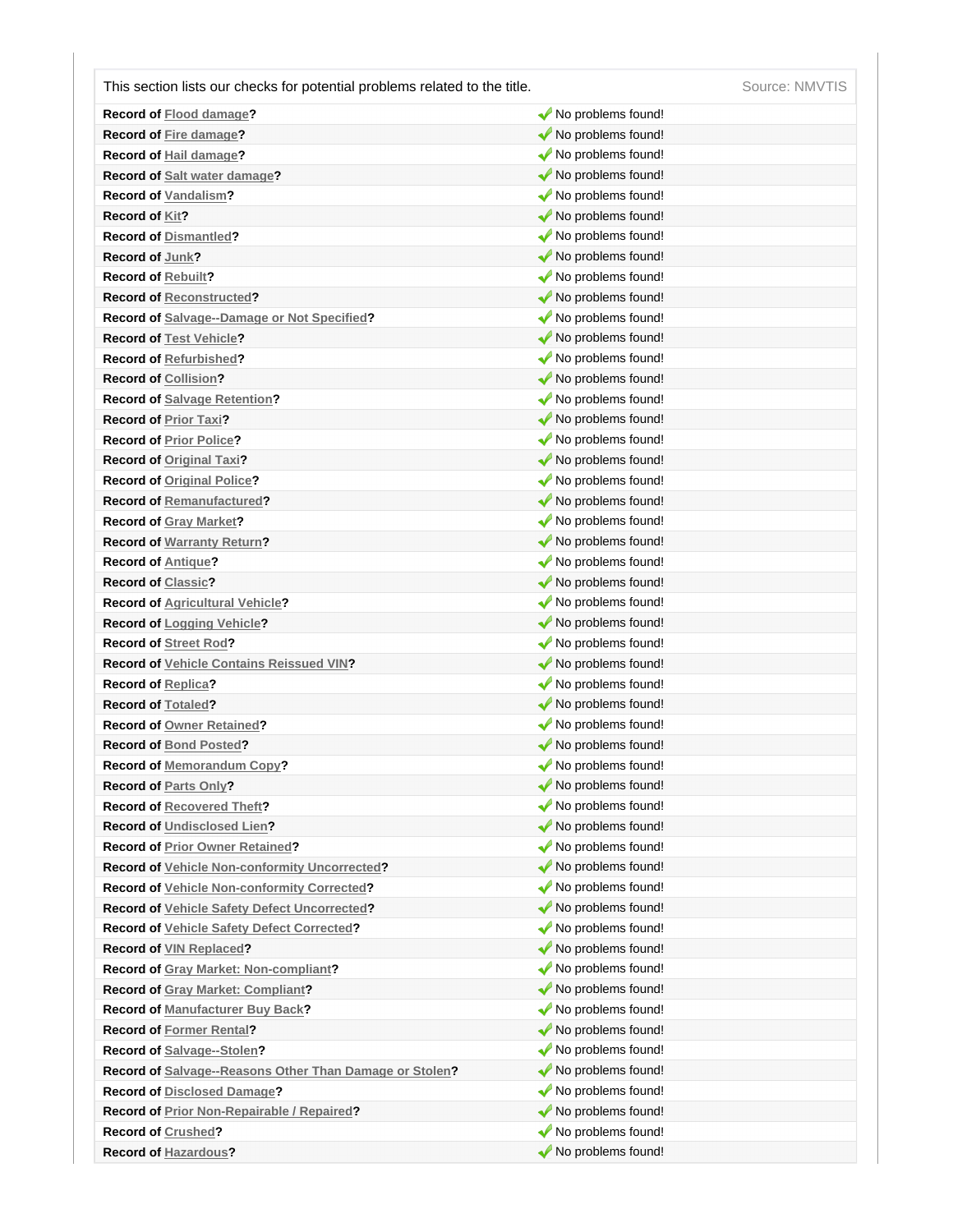| This section lists our checks for potential problems related to the title. | Source: NMVTIS |
|---|---|
| **Record of Flood damage?** | ✔ No problems found! |
| **Record of Fire damage?** | ✔ No problems found! |
| **Record of Hail damage?** | ✔ No problems found! |
| **Record of Salt water damage?** | ✔ No problems found! |
| **Record of Vandalism?** | ✔ No problems found! |
| **Record of Kit?** | ✔ No problems found! |
| **Record of Dismantled?** | ✔ No problems found! |
| **Record of Junk?** | ✔ No problems found! |
| **Record of Rebuilt?** | ✔ No problems found! |
| **Record of Reconstructed?** | ✔ No problems found! |
| **Record of Salvage--Damage or Not Specified?** | ✔ No problems found! |
| **Record of Test Vehicle?** | ✔ No problems found! |
| **Record of Refurbished?** | ✔ No problems found! |
| **Record of Collision?** | ✔ No problems found! |
| **Record of Salvage Retention?** | ✔ No problems found! |
| **Record of Prior Taxi?** | ✔ No problems found! |
| **Record of Prior Police?** | ✔ No problems found! |
| **Record of Original Taxi?** | ✔ No problems found! |
| **Record of Original Police?** | ✔ No problems found! |
| **Record of Remanufactured?** | ✔ No problems found! |
| **Record of Gray Market?** | ✔ No problems found! |
| **Record of Warranty Return?** | ✔ No problems found! |
| **Record of Antique?** | ✔ No problems found! |
| **Record of Classic?** | ✔ No problems found! |
| **Record of Agricultural Vehicle?** | ✔ No problems found! |
| **Record of Logging Vehicle?** | ✔ No problems found! |
| **Record of Street Rod?** | ✔ No problems found! |
| **Record of Vehicle Contains Reissued VIN?** | ✔ No problems found! |
| **Record of Replica?** | ✔ No problems found! |
| **Record of Totaled?** | ✔ No problems found! |
| **Record of Owner Retained?** | ✔ No problems found! |
| **Record of Bond Posted?** | ✔ No problems found! |
| **Record of Memorandum Copy?** | ✔ No problems found! |
| **Record of Parts Only?** | ✔ No problems found! |
| **Record of Recovered Theft?** | ✔ No problems found! |
| **Record of Undisclosed Lien?** | ✔ No problems found! |
| **Record of Prior Owner Retained?** | ✔ No problems found! |
| **Record of Vehicle Non-conformity Uncorrected?** | ✔ No problems found! |
| **Record of Vehicle Non-conformity Corrected?** | ✔ No problems found! |
| **Record of Vehicle Safety Defect Uncorrected?** | ✔ No problems found! |
| **Record of Vehicle Safety Defect Corrected?** | ✔ No problems found! |
| **Record of VIN Replaced?** | ✔ No problems found! |
| **Record of Gray Market: Non-compliant?** | ✔ No problems found! |
| **Record of Gray Market: Compliant?** | ✔ No problems found! |
| **Record of Manufacturer Buy Back?** | ✔ No problems found! |
| **Record of Former Rental?** | ✔ No problems found! |
| **Record of Salvage--Stolen?** | ✔ No problems found! |
| **Record of Salvage--Reasons Other Than Damage or Stolen?** | ✔ No problems found! |
| **Record of Disclosed Damage?** | ✔ No problems found! |
| **Record of Prior Non-Repairable / Repaired?** | ✔ No problems found! |
| **Record of Crushed?** | ✔ No problems found! |
| **Record of Hazardous?** | ✔ No problems found! |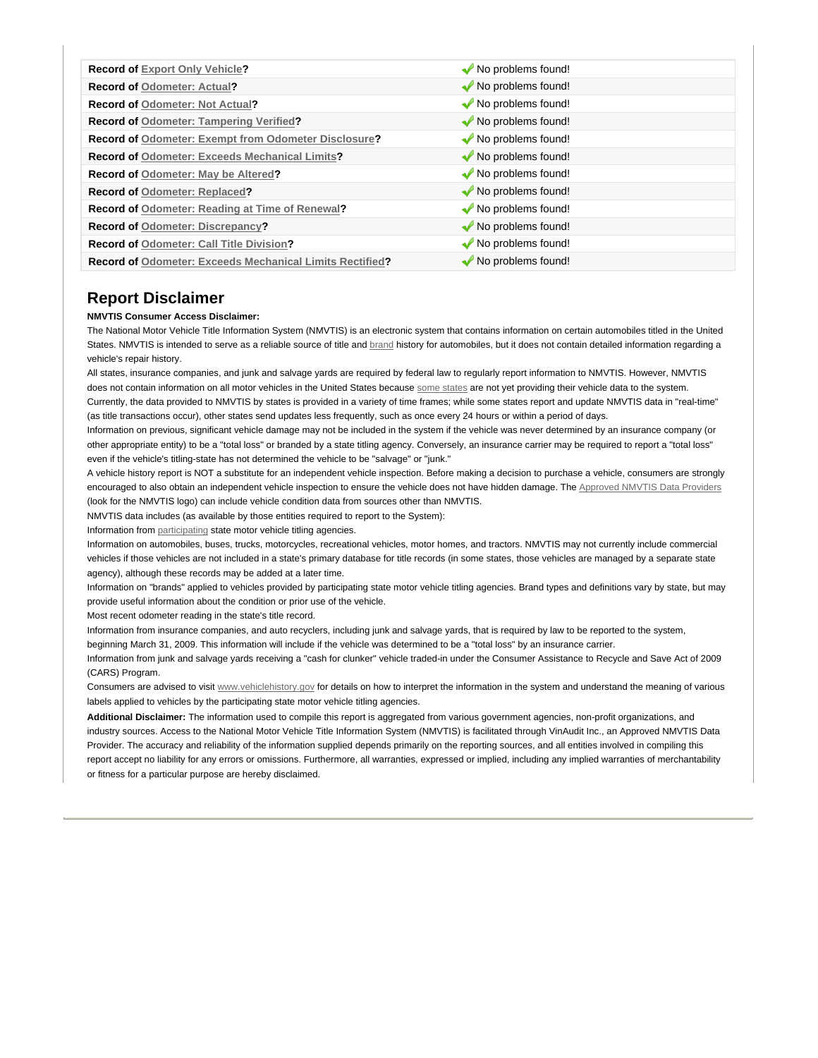| | |
|---|---|
| **Record of Export Only Vehicle?** | ✔ No problems found! |
| **Record of Odometer: Actual?** | ✔ No problems found! |
| **Record of Odometer: Not Actual?** | ✔ No problems found! |
| **Record of Odometer: Tampering Verified?** | ✔ No problems found! |
| **Record of Odometer: Exempt from Odometer Disclosure?** | ✔ No problems found! |
| **Record of Odometer: Exceeds Mechanical Limits?** | ✔ No problems found! |
| **Record of Odometer: May be Altered?** | ✔ No problems found! |
| **Record of Odometer: Replaced?** | ✔ No problems found! |
| **Record of Odometer: Reading at Time of Renewal?** | ✔ No problems found! |
| **Record of Odometer: Discrepancy?** | ✔ No problems found! |
| **Record of Odometer: Call Title Division?** | ✔ No problems found! |
| **Record of Odometer: Exceeds Mechanical Limits Rectified?** | ✔ No problems found! |

## Report Disclaimer

**NMVTIS Consumer Access Disclaimer:**

The National Motor Vehicle Title Information System (NMVTIS) is an electronic system that contains information on certain automobiles titled in the United States. NMVTIS is intended to serve as a reliable source of title and brand history for automobiles, but it does not contain detailed information regarding a vehicle's repair history.

All states, insurance companies, and junk and salvage yards are required by federal law to regularly report information to NMVTIS. However, NMVTIS does not contain information on all motor vehicles in the United States because some states are not yet providing their vehicle data to the system.

Currently, the data provided to NMVTIS by states is provided in a variety of time frames; while some states report and update NMVTIS data in "real-time" (as title transactions occur), other states send updates less frequently, such as once every 24 hours or within a period of days.

Information on previous, significant vehicle damage may not be included in the system if the vehicle was never determined by an insurance company (or other appropriate entity) to be a "total loss" or branded by a state titling agency. Conversely, an insurance carrier may be required to report a "total loss" even if the vehicle's titling-state has not determined the vehicle to be "salvage" or "junk."

A vehicle history report is NOT a substitute for an independent vehicle inspection. Before making a decision to purchase a vehicle, consumers are strongly encouraged to also obtain an independent vehicle inspection to ensure the vehicle does not have hidden damage. The Approved NMVTIS Data Providers (look for the NMVTIS logo) can include vehicle condition data from sources other than NMVTIS.

NMVTIS data includes (as available by those entities required to report to the System):

Information from participating state motor vehicle titling agencies.

Information on automobiles, buses, trucks, motorcycles, recreational vehicles, motor homes, and tractors. NMVTIS may not currently include commercial vehicles if those vehicles are not included in a state's primary database for title records (in some states, those vehicles are managed by a separate state agency), although these records may be added at a later time.

Information on "brands" applied to vehicles provided by participating state motor vehicle titling agencies. Brand types and definitions vary by state, but may provide useful information about the condition or prior use of the vehicle.

Most recent odometer reading in the state's title record.

Information from insurance companies, and auto recyclers, including junk and salvage yards, that is required by law to be reported to the system, beginning March 31, 2009. This information will include if the vehicle was determined to be a "total loss" by an insurance carrier.

Information from junk and salvage yards receiving a "cash for clunker" vehicle traded-in under the Consumer Assistance to Recycle and Save Act of 2009 (CARS) Program.

Consumers are advised to visit www.vehiclehistory.gov for details on how to interpret the information in the system and understand the meaning of various labels applied to vehicles by the participating state motor vehicle titling agencies.

**Additional Disclaimer:** The information used to compile this report is aggregated from various government agencies, non-profit organizations, and industry sources. Access to the National Motor Vehicle Title Information System (NMVTIS) is facilitated through VinAudit Inc., an Approved NMVTIS Data Provider. The accuracy and reliability of the information supplied depends primarily on the reporting sources, and all entities involved in compiling this report accept no liability for any errors or omissions. Furthermore, all warranties, expressed or implied, including any implied warranties of merchantability or fitness for a particular purpose are hereby disclaimed.